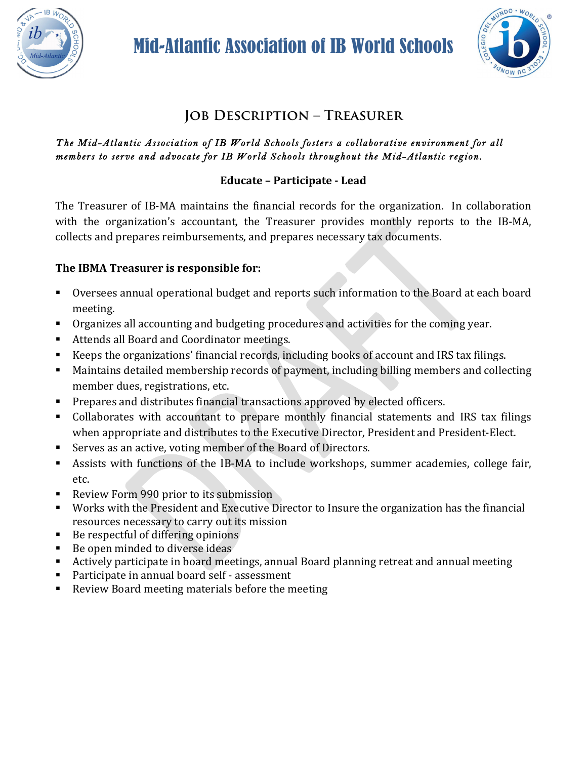# Mid-Atlantic Association of IB World Schools

## Job Description – Treasurer

*The Mid-Atlantic Association of IB World Schools fosters a collaborative environment for all members to serve and advocate for IB World Schools throughout the Mid-Atlantic region.*

**Educate – Participate - Lead**

The Treasurer of IB-MA maintains the financial records for the organization. In collaboration with the organization's accountant, the Treasurer provides monthly reports to the IB-MA, collects and prepares reimbursements, and prepares necessary tax documents.

**The IBMA Treasurer is responsible for:**

- Oversees annual operational budget and reports such information to the Board at each board meeting.
- Organizes all accounting and budgeting procedures and activities for the coming year.
- Attends all Board and Coordinator meetings.
- Keeps the organizations' financial records, including books of account and IRS tax filings.
- Maintains detailed membership records of payment, including billing members and collecting member dues, registrations, etc.
- Prepares and distributes financial transactions approved by elected officers.
- Collaborates with accountant to prepare monthly financial statements and IRS tax filings when appropriate and distributes to the Executive Director, President and President-Elect.
- Serves as an active, voting member of the Board of Directors.
- Assists with functions of the IB-MA to include workshops, summer academies, college fair, etc.
- Review Form 990 prior to its submission
- Works with the President and Executive Director to Insure the organization has the financial resources necessary to carry out its mission
- Be respectful of differing opinions
- Be open minded to diverse ideas
- Actively participate in board meetings, annual Board planning retreat and annual meeting
- Participate in annual board self - assessment
- Review Board meeting materials before the meeting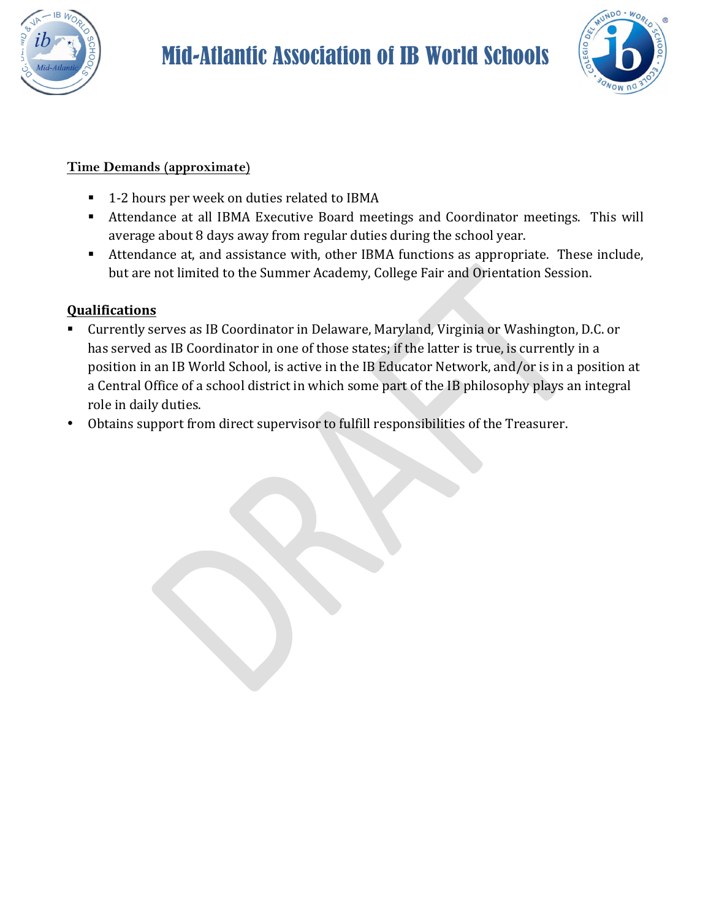**Time Demands (approximate)**

- 1-2 hours per week on duties related to IBMA
- Attendance at all IBMA Executive Board meetings and Coordinator meetings. This will average about 8 days away from regular duties during the school year.
- Attendance at, and assistance with, other IBMA functions as appropriate. These include, but are not limited to the Summer Academy, College Fair and Orientation Session.

**Qualifications**

- Currently serves as IB Coordinator in Delaware, Maryland, Virginia or Washington, D.C. or has served as IB Coordinator in one of those states; if the latter is true, is currently in a position in an IB World School, is active in the IB Educator Network, and/or is in a position at a Central Office of a school district in which some part of the IB philosophy plays an integral role in daily duties.
- Obtains support from direct supervisor to fulfill responsibilities of the Treasurer.